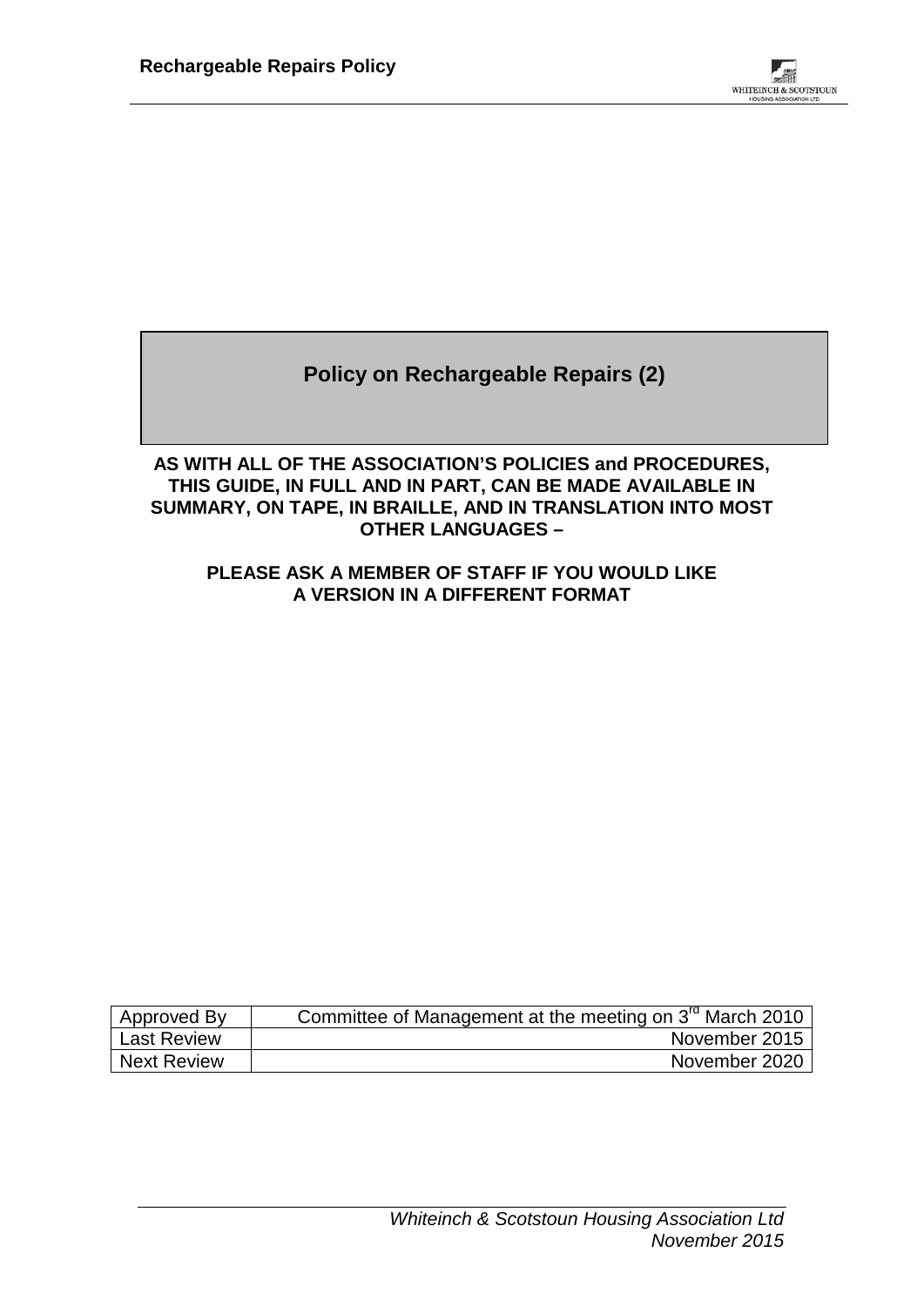# Policy on Rechargeable Repairs (2)

**AS WITH ALL OF THE ASSOCIATION'S POLICIES and PROCEDURES, THIS GUIDE, IN FULL AND IN PART, CAN BE MADE AVAILABLE IN SUMMARY, ON TAPE, IN BRAILLE, AND IN TRANSLATION INTO MOST OTHER LANGUAGES –**

**PLEASE ASK A MEMBER OF STAFF IF YOU WOULD LIKE A VERSION IN A DIFFERENT FORMAT**

| Approved By | Committee of Management at the meeting on 3rd March 2010 |
|---|---|
| Last Review | November 2015 |
| Next Review | November 2020 |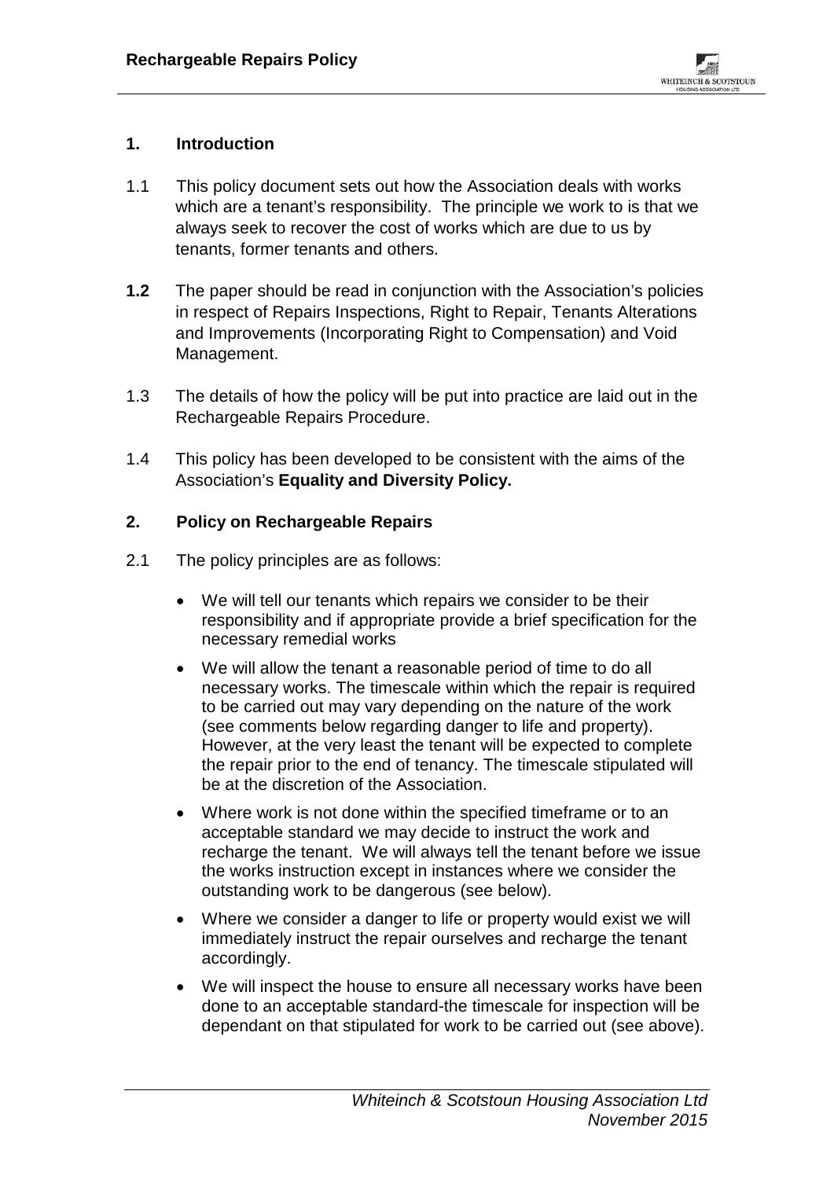## 1. Introduction

1.1 This policy document sets out how the Association deals with works which are a tenant's responsibility. The principle we work to is that we always seek to recover the cost of works which are due to us by tenants, former tenants and others.

**1.2** The paper should be read in conjunction with the Association's policies in respect of Repairs Inspections, Right to Repair, Tenants Alterations and Improvements (Incorporating Right to Compensation) and Void Management.

1.3 The details of how the policy will be put into practice are laid out in the Rechargeable Repairs Procedure.

1.4 This policy has been developed to be consistent with the aims of the Association's **Equality and Diversity Policy.**

## 2. Policy on Rechargeable Repairs

2.1 The policy principles are as follows:

- We will tell our tenants which repairs we consider to be their responsibility and if appropriate provide a brief specification for the necessary remedial works
- We will allow the tenant a reasonable period of time to do all necessary works. The timescale within which the repair is required to be carried out may vary depending on the nature of the work (see comments below regarding danger to life and property). However, at the very least the tenant will be expected to complete the repair prior to the end of tenancy. The timescale stipulated will be at the discretion of the Association.
- Where work is not done within the specified timeframe or to an acceptable standard we may decide to instruct the work and recharge the tenant. We will always tell the tenant before we issue the works instruction except in instances where we consider the outstanding work to be dangerous (see below).
- Where we consider a danger to life or property would exist we will immediately instruct the repair ourselves and recharge the tenant accordingly.
- We will inspect the house to ensure all necessary works have been done to an acceptable standard-the timescale for inspection will be dependant on that stipulated for work to be carried out (see above).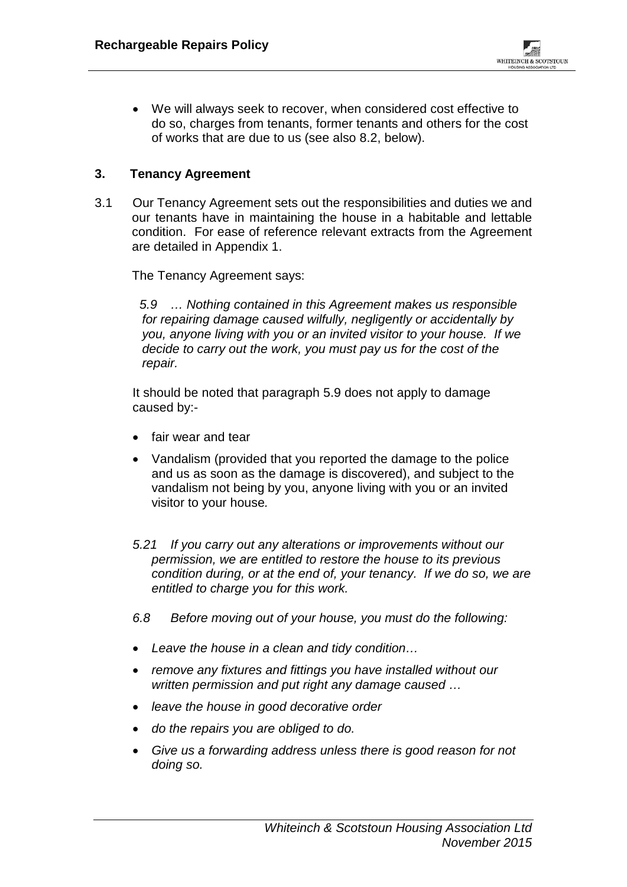- We will always seek to recover, when considered cost effective to do so, charges from tenants, former tenants and others for the cost of works that are due to us (see also 8.2, below).

## 3. Tenancy Agreement

3.1 Our Tenancy Agreement sets out the responsibilities and duties we and our tenants have in maintaining the house in a habitable and lettable condition. For ease of reference relevant extracts from the Agreement are detailed in Appendix 1.

The Tenancy Agreement says:

*5.9 … Nothing contained in this Agreement makes us responsible for repairing damage caused wilfully, negligently or accidentally by you, anyone living with you or an invited visitor to your house. If we decide to carry out the work, you must pay us for the cost of the repair.*

It should be noted that paragraph 5.9 does not apply to damage caused by:-

- fair wear and tear
- Vandalism (provided that you reported the damage to the police and us as soon as the damage is discovered), and subject to the vandalism not being by you, anyone living with you or an invited visitor to your house*.*

*5.21 If you carry out any alterations or improvements without our permission, we are entitled to restore the house to its previous condition during, or at the end of, your tenancy. If we do so, we are entitled to charge you for this work.*

*6.8 Before moving out of your house, you must do the following:*

- *Leave the house in a clean and tidy condition…*
- *remove any fixtures and fittings you have installed without our written permission and put right any damage caused …*
- *leave the house in good decorative order*
- *do the repairs you are obliged to do.*
- *Give us a forwarding address unless there is good reason for not doing so.*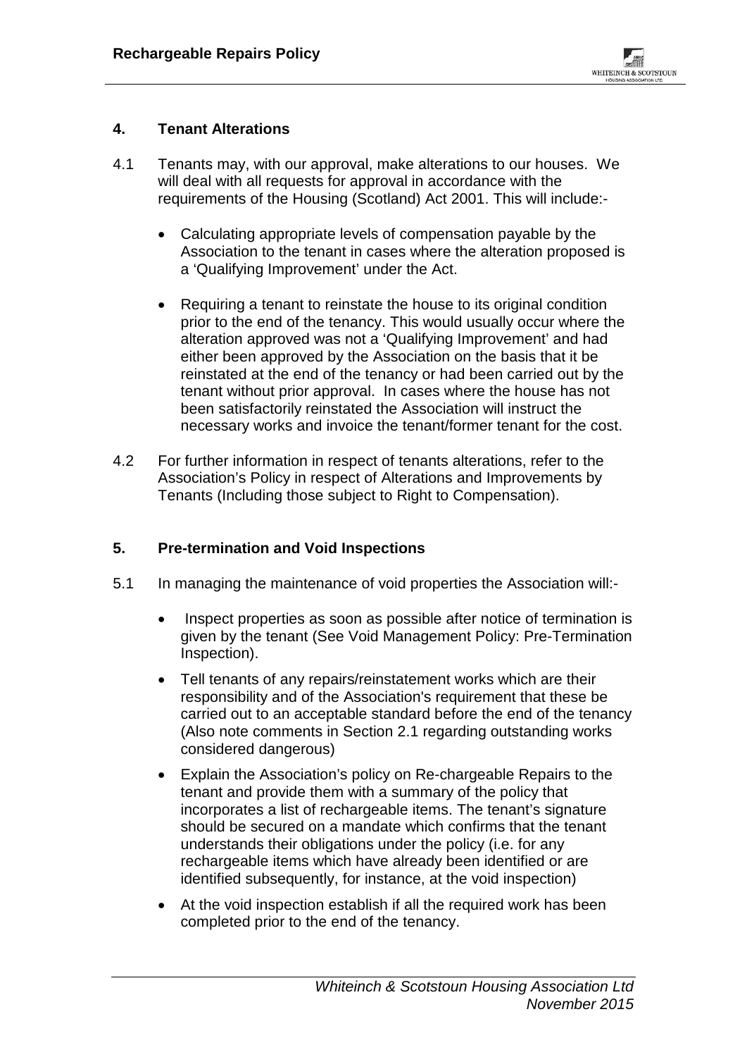## 4. Tenant Alterations

4.1 Tenants may, with our approval, make alterations to our houses. We will deal with all requests for approval in accordance with the requirements of the Housing (Scotland) Act 2001. This will include:-

- Calculating appropriate levels of compensation payable by the Association to the tenant in cases where the alteration proposed is a 'Qualifying Improvement' under the Act.
- Requiring a tenant to reinstate the house to its original condition prior to the end of the tenancy. This would usually occur where the alteration approved was not a 'Qualifying Improvement' and had either been approved by the Association on the basis that it be reinstated at the end of the tenancy or had been carried out by the tenant without prior approval. In cases where the house has not been satisfactorily reinstated the Association will instruct the necessary works and invoice the tenant/former tenant for the cost.

4.2 For further information in respect of tenants alterations, refer to the Association's Policy in respect of Alterations and Improvements by Tenants (Including those subject to Right to Compensation).

## 5. Pre-termination and Void Inspections

5.1 In managing the maintenance of void properties the Association will:-

- Inspect properties as soon as possible after notice of termination is given by the tenant (See Void Management Policy: Pre-Termination Inspection).
- Tell tenants of any repairs/reinstatement works which are their responsibility and of the Association's requirement that these be carried out to an acceptable standard before the end of the tenancy (Also note comments in Section 2.1 regarding outstanding works considered dangerous)
- Explain the Association's policy on Re-chargeable Repairs to the tenant and provide them with a summary of the policy that incorporates a list of rechargeable items. The tenant's signature should be secured on a mandate which confirms that the tenant understands their obligations under the policy (i.e. for any rechargeable items which have already been identified or are identified subsequently, for instance, at the void inspection)
- At the void inspection establish if all the required work has been completed prior to the end of the tenancy.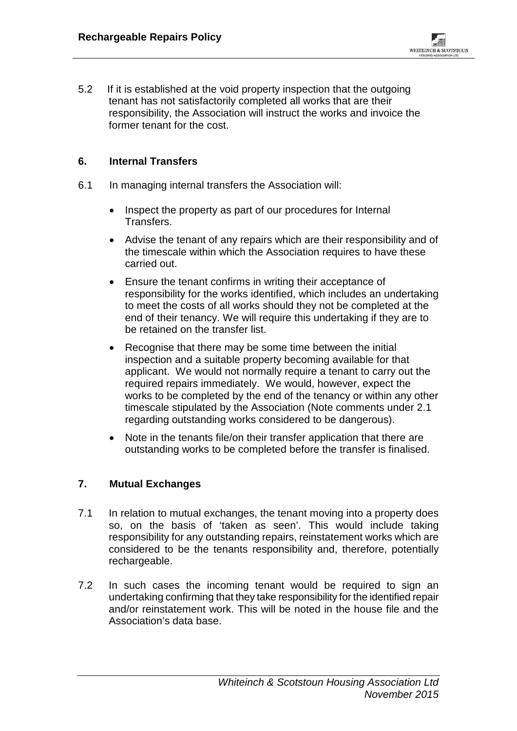5.2 If it is established at the void property inspection that the outgoing tenant has not satisfactorily completed all works that are their responsibility, the Association will instruct the works and invoice the former tenant for the cost.

## 6. Internal Transfers

6.1 In managing internal transfers the Association will:

- Inspect the property as part of our procedures for Internal Transfers.
- Advise the tenant of any repairs which are their responsibility and of the timescale within which the Association requires to have these carried out.
- Ensure the tenant confirms in writing their acceptance of responsibility for the works identified, which includes an undertaking to meet the costs of all works should they not be completed at the end of their tenancy. We will require this undertaking if they are to be retained on the transfer list.
- Recognise that there may be some time between the initial inspection and a suitable property becoming available for that applicant. We would not normally require a tenant to carry out the required repairs immediately. We would, however, expect the works to be completed by the end of the tenancy or within any other timescale stipulated by the Association (Note comments under 2.1 regarding outstanding works considered to be dangerous).
- Note in the tenants file/on their transfer application that there are outstanding works to be completed before the transfer is finalised.

## 7. Mutual Exchanges

7.1 In relation to mutual exchanges, the tenant moving into a property does so, on the basis of 'taken as seen'. This would include taking responsibility for any outstanding repairs, reinstatement works which are considered to be the tenants responsibility and, therefore, potentially rechargeable.

7.2 In such cases the incoming tenant would be required to sign an undertaking confirming that they take responsibility for the identified repair and/or reinstatement work. This will be noted in the house file and the Association's data base.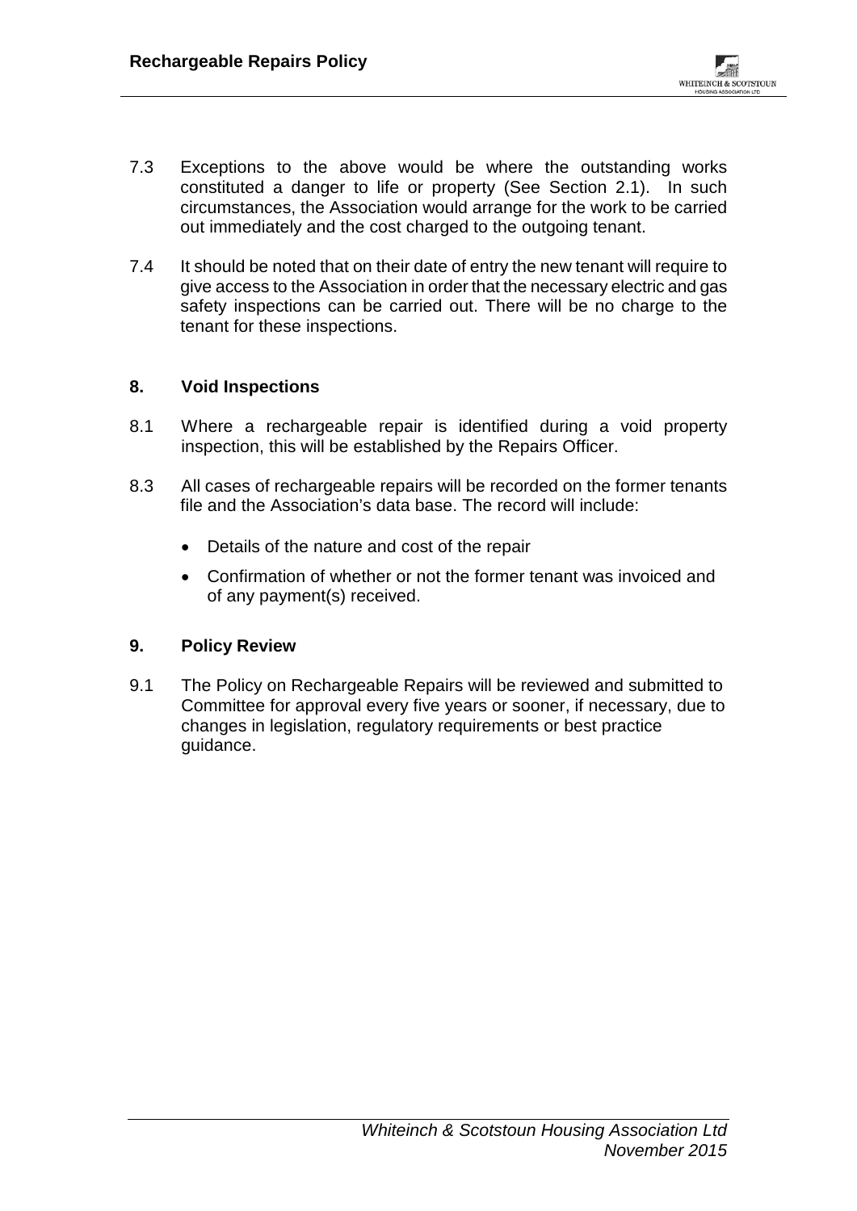7.3 Exceptions to the above would be where the outstanding works constituted a danger to life or property (See Section 2.1). In such circumstances, the Association would arrange for the work to be carried out immediately and the cost charged to the outgoing tenant.

7.4 It should be noted that on their date of entry the new tenant will require to give access to the Association in order that the necessary electric and gas safety inspections can be carried out. There will be no charge to the tenant for these inspections.

## 8. Void Inspections

8.1 Where a rechargeable repair is identified during a void property inspection, this will be established by the Repairs Officer.

8.3 All cases of rechargeable repairs will be recorded on the former tenants file and the Association's data base. The record will include:

- Details of the nature and cost of the repair
- Confirmation of whether or not the former tenant was invoiced and of any payment(s) received.

## 9. Policy Review

9.1 The Policy on Rechargeable Repairs will be reviewed and submitted to Committee for approval every five years or sooner, if necessary, due to changes in legislation, regulatory requirements or best practice guidance.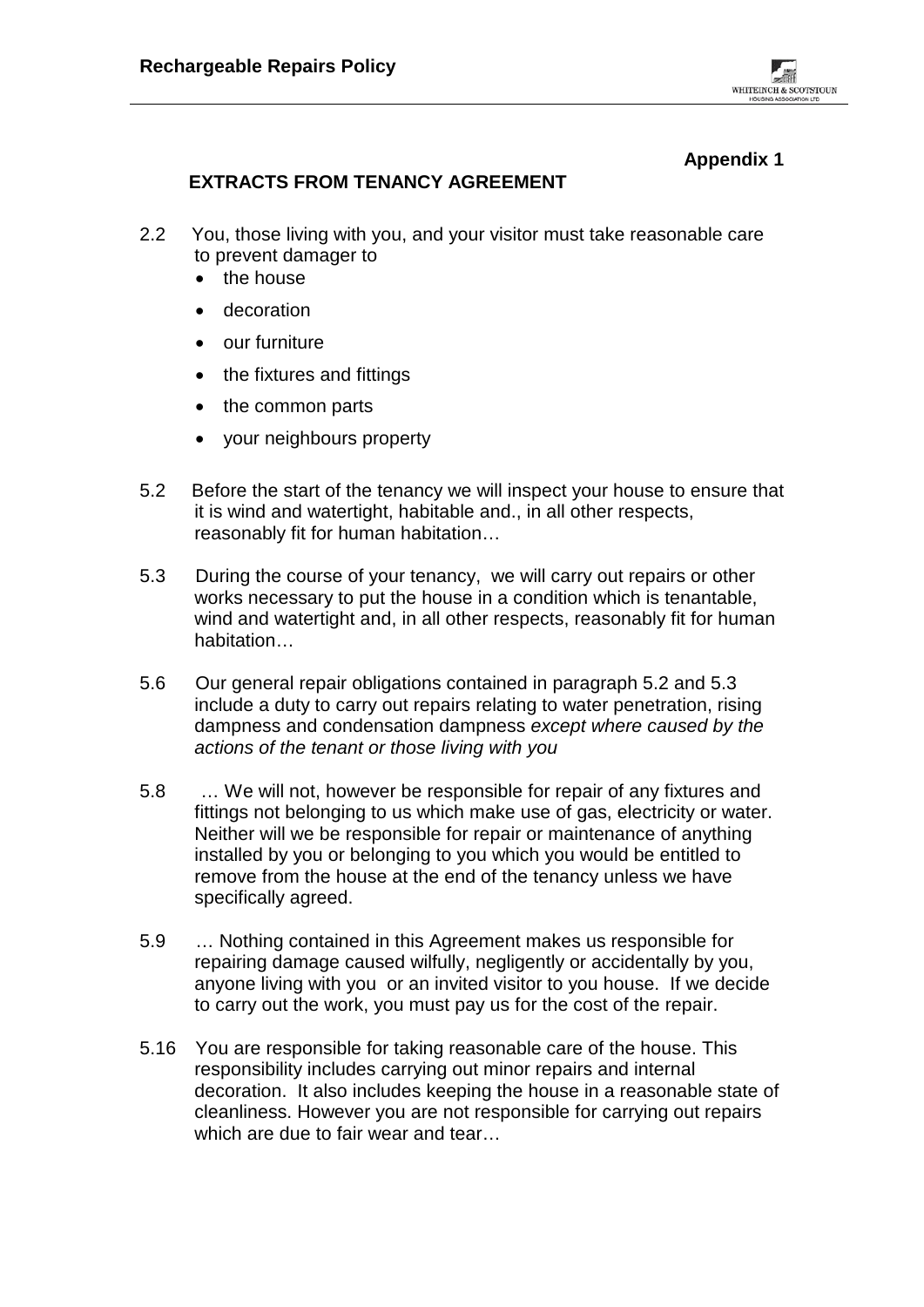**Appendix 1**

## EXTRACTS FROM TENANCY AGREEMENT

2.2 You, those living with you, and your visitor must take reasonable care to prevent damager to

- the house
- decoration
- our furniture
- the fixtures and fittings
- the common parts
- your neighbours property

5.2 Before the start of the tenancy we will inspect your house to ensure that it is wind and watertight, habitable and., in all other respects, reasonably fit for human habitation…

5.3 During the course of your tenancy, we will carry out repairs or other works necessary to put the house in a condition which is tenantable, wind and watertight and, in all other respects, reasonably fit for human habitation…

5.6 Our general repair obligations contained in paragraph 5.2 and 5.3 include a duty to carry out repairs relating to water penetration, rising dampness and condensation dampness *except where caused by the actions of the tenant or those living with you*

5.8 … We will not, however be responsible for repair of any fixtures and fittings not belonging to us which make use of gas, electricity or water. Neither will we be responsible for repair or maintenance of anything installed by you or belonging to you which you would be entitled to remove from the house at the end of the tenancy unless we have specifically agreed.

5.9 … Nothing contained in this Agreement makes us responsible for repairing damage caused wilfully, negligently or accidentally by you, anyone living with you or an invited visitor to you house. If we decide to carry out the work, you must pay us for the cost of the repair.

5.16 You are responsible for taking reasonable care of the house. This responsibility includes carrying out minor repairs and internal decoration. It also includes keeping the house in a reasonable state of cleanliness. However you are not responsible for carrying out repairs which are due to fair wear and tear…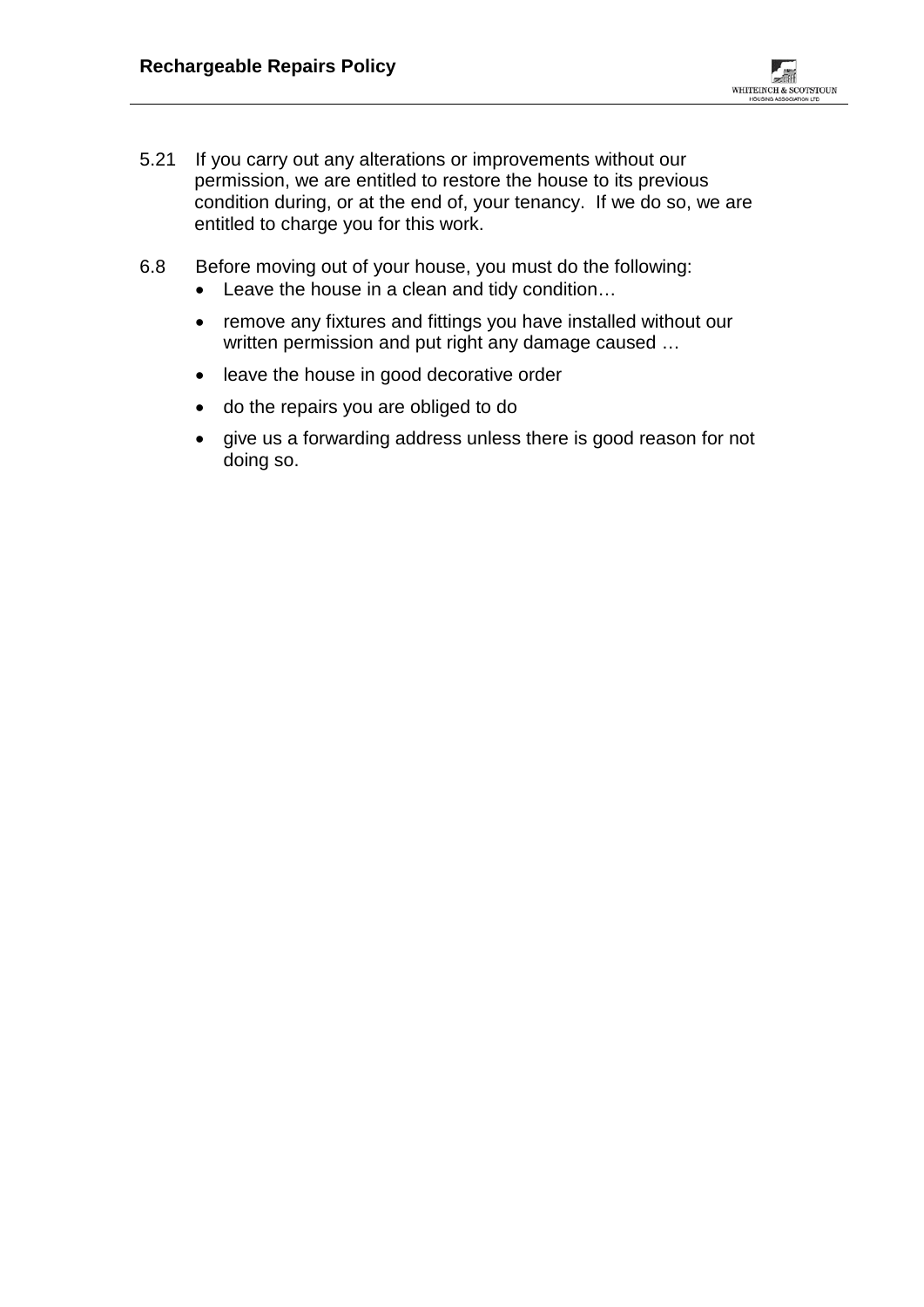5.21 If you carry out any alterations or improvements without our permission, we are entitled to restore the house to its previous condition during, or at the end of, your tenancy. If we do so, we are entitled to charge you for this work.

6.8 Before moving out of your house, you must do the following:

- Leave the house in a clean and tidy condition…
- remove any fixtures and fittings you have installed without our written permission and put right any damage caused …
- leave the house in good decorative order
- do the repairs you are obliged to do
- give us a forwarding address unless there is good reason for not doing so.